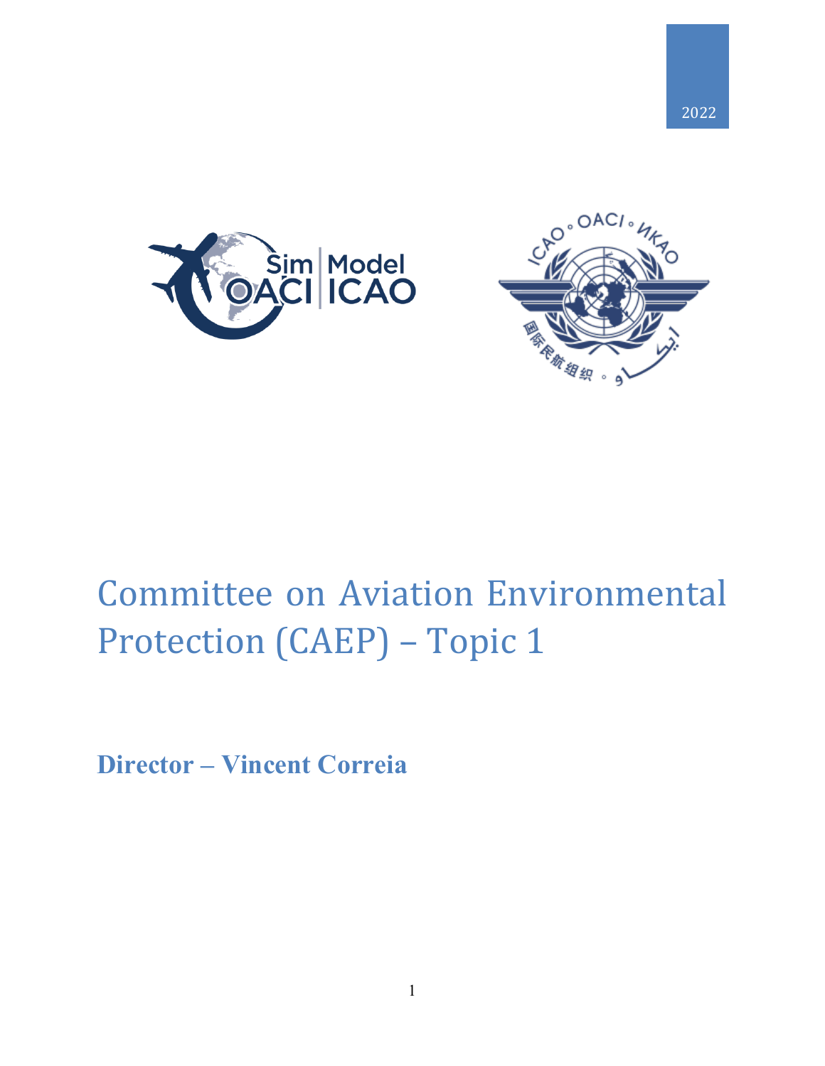2022

# Committee on Aviation Environmental Protection (CAEP) – Topic 1

**Director – Vincent Correia**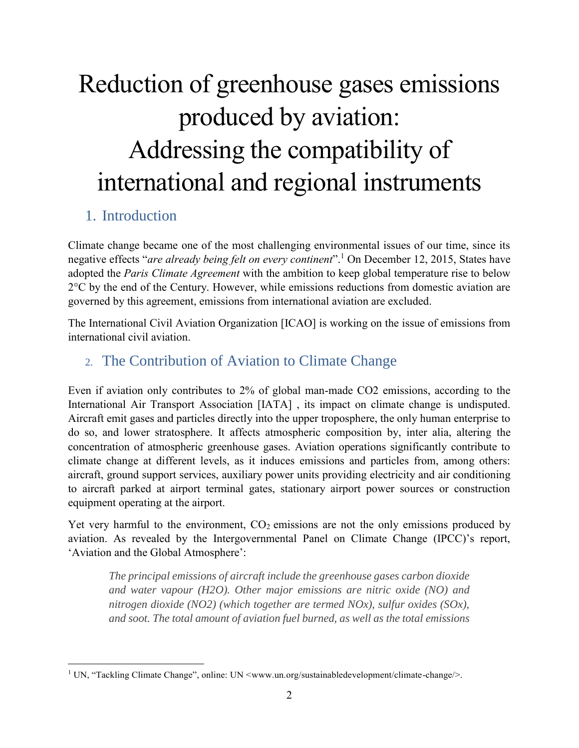# Reduction of greenhouse gases emissions produced by aviation: Addressing the compatibility of international and regional instruments

## 1. Introduction

Climate change became one of the most challenging environmental issues of our time, since its negative effects "*are already being felt on every continent*".[1] On December 12, 2015, States have adopted the *Paris Climate Agreement* with the ambition to keep global temperature rise to below 2°C by the end of the Century. However, while emissions reductions from domestic aviation are governed by this agreement, emissions from international aviation are excluded.

The International Civil Aviation Organization [ICAO] is working on the issue of emissions from international civil aviation.

## 2. The Contribution of Aviation to Climate Change

Even if aviation only contributes to 2% of global man-made CO2 emissions, according to the International Air Transport Association [IATA] , its impact on climate change is undisputed. Aircraft emit gases and particles directly into the upper troposphere, the only human enterprise to do so, and lower stratosphere. It affects atmospheric composition by, inter alia, altering the concentration of atmospheric greenhouse gases. Aviation operations significantly contribute to climate change at different levels, as it induces emissions and particles from, among others: aircraft, ground support services, auxiliary power units providing electricity and air conditioning to aircraft parked at airport terminal gates, stationary airport power sources or construction equipment operating at the airport.

Yet very harmful to the environment, $CO_2$ emissions are not the only emissions produced by aviation. As revealed by the Intergovernmental Panel on Climate Change (IPCC)'s report, 'Aviation and the Global Atmosphere':

> *The principal emissions of aircraft include the greenhouse gases carbon dioxide and water vapour (H2O). Other major emissions are nitric oxide (NO) and nitrogen dioxide (NO2) (which together are termed NOx), sulfur oxides (SOx), and soot. The total amount of aviation fuel burned, as well as the total emissions*

[1] UN, "Tackling Climate Change", online: UN <www.un.org/sustainabledevelopment/climate-change/>.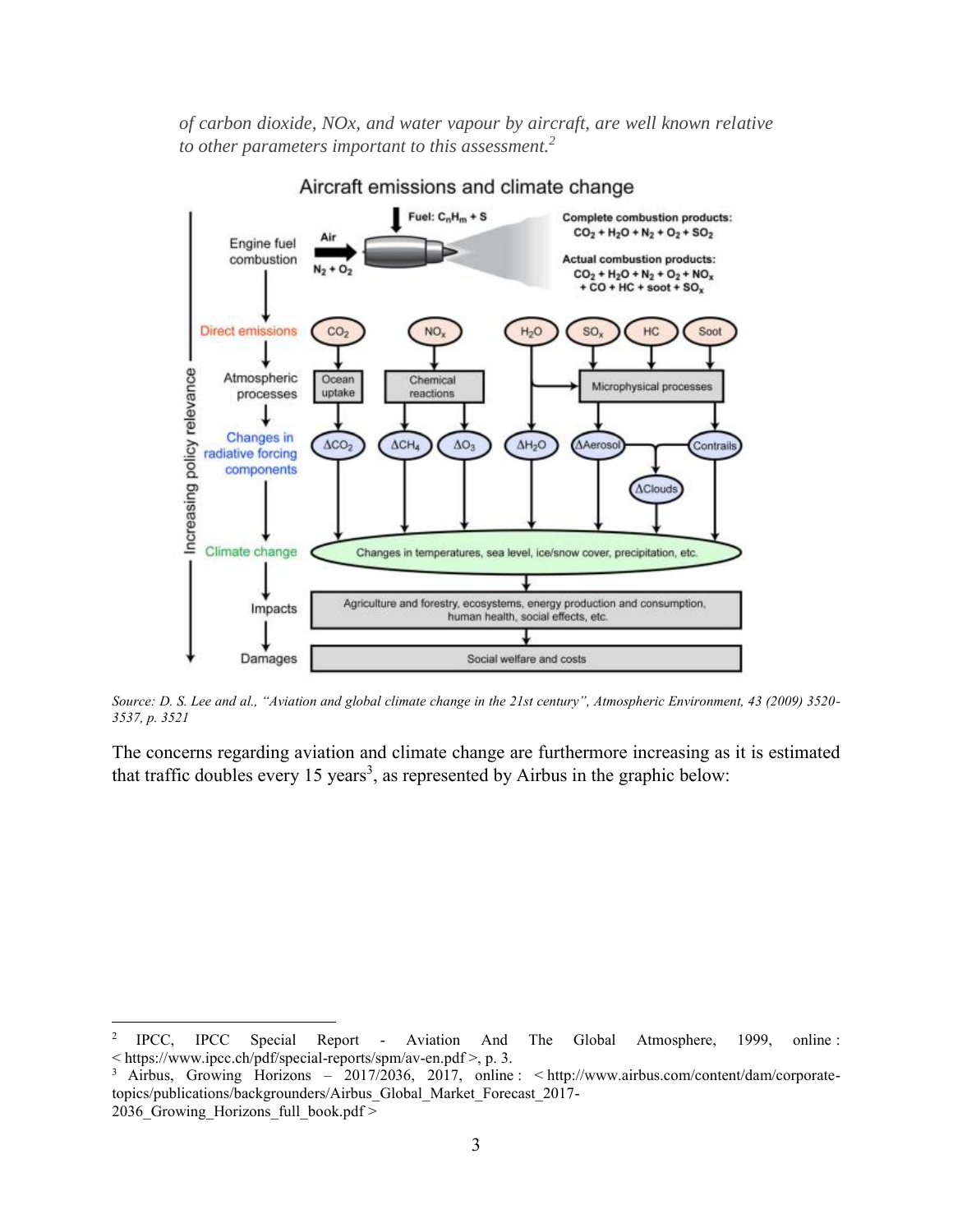*of carbon dioxide, NOx, and water vapour by aircraft, are well known relative to other parameters important to this assessment.*[2]

*Source: D. S. Lee and al., "Aviation and global climate change in the 21st century", Atmospheric Environment, 43 (2009) 3520-3537, p. 3521*

The concerns regarding aviation and climate change are furthermore increasing as it is estimated that traffic doubles every 15 years[3], as represented by Airbus in the graphic below:

---

[2] IPCC, IPCC Special Report - Aviation And The Global Atmosphere, 1999, online : < https://www.ipcc.ch/pdf/special-reports/spm/av-en.pdf >, p. 3.

[3] Airbus, Growing Horizons – 2017/2036, 2017, online : < http://www.airbus.com/content/dam/corporate-topics/publications/backgrounders/Airbus_Global_Market_Forecast_2017-2036_Growing_Horizons_full_book.pdf >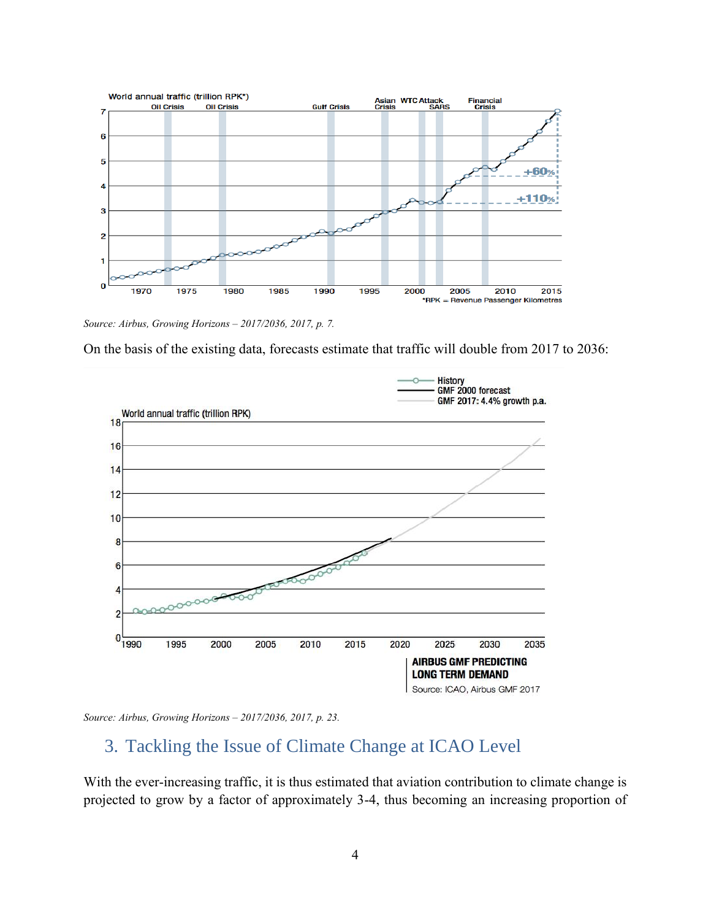Source: *Airbus, Growing Horizons – 2017/2036, 2017, p. 7.*

On the basis of the existing data, forecasts estimate that traffic will double from 2017 to 2036:

Source: *Airbus, Growing Horizons – 2017/2036, 2017, p. 23.*

## 3. Tackling the Issue of Climate Change at ICAO Level

With the ever-increasing traffic, it is thus estimated that aviation contribution to climate change is projected to grow by a factor of approximately 3-4, thus becoming an increasing proportion of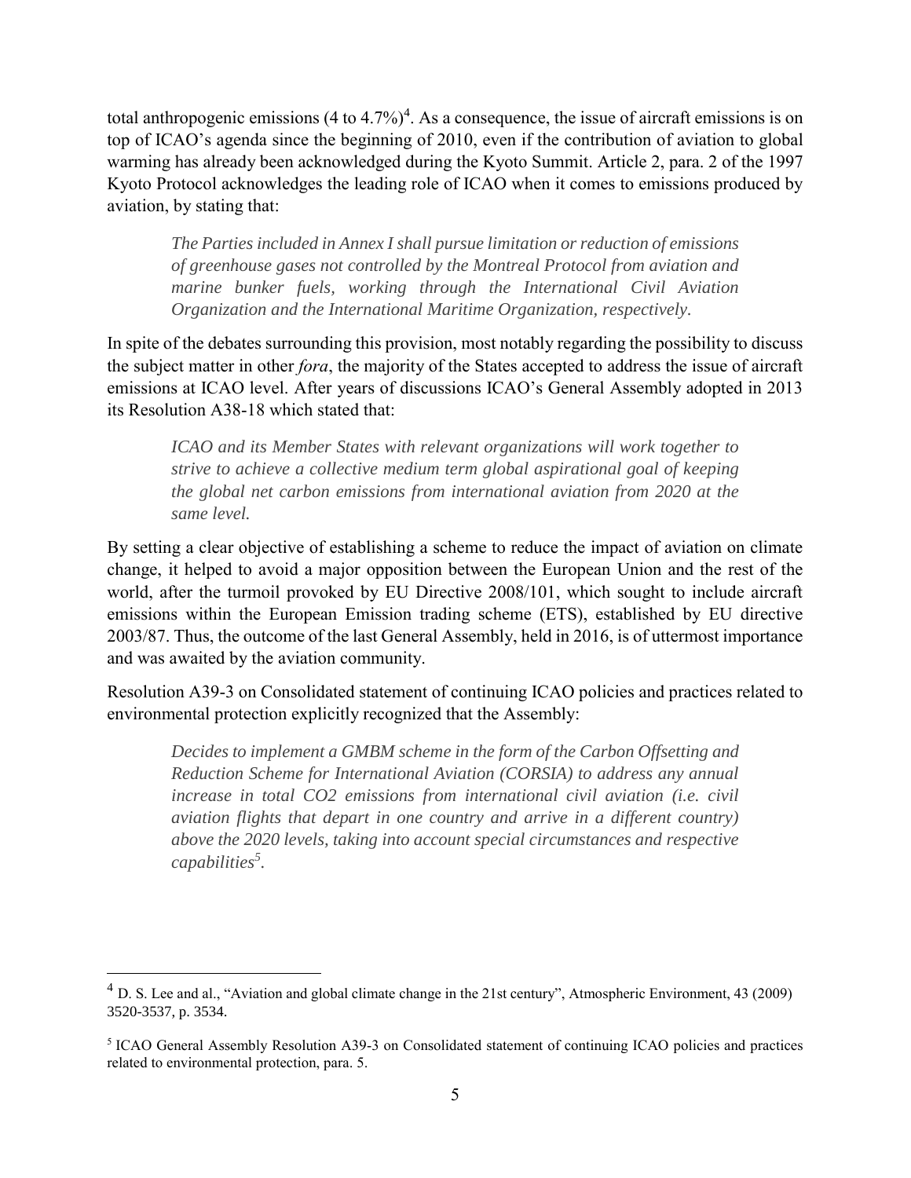total anthropogenic emissions (4 to 4.7%)[4]. As a consequence, the issue of aircraft emissions is on top of ICAO's agenda since the beginning of 2010, even if the contribution of aviation to global warming has already been acknowledged during the Kyoto Summit. Article 2, para. 2 of the 1997 Kyoto Protocol acknowledges the leading role of ICAO when it comes to emissions produced by aviation, by stating that:

> *The Parties included in Annex I shall pursue limitation or reduction of emissions of greenhouse gases not controlled by the Montreal Protocol from aviation and marine bunker fuels, working through the International Civil Aviation Organization and the International Maritime Organization, respectively.*

In spite of the debates surrounding this provision, most notably regarding the possibility to discuss the subject matter in other *fora*, the majority of the States accepted to address the issue of aircraft emissions at ICAO level. After years of discussions ICAO's General Assembly adopted in 2013 its Resolution A38-18 which stated that:

> *ICAO and its Member States with relevant organizations will work together to strive to achieve a collective medium term global aspirational goal of keeping the global net carbon emissions from international aviation from 2020 at the same level.*

By setting a clear objective of establishing a scheme to reduce the impact of aviation on climate change, it helped to avoid a major opposition between the European Union and the rest of the world, after the turmoil provoked by EU Directive 2008/101, which sought to include aircraft emissions within the European Emission trading scheme (ETS), established by EU directive 2003/87. Thus, the outcome of the last General Assembly, held in 2016, is of uttermost importance and was awaited by the aviation community.

Resolution A39-3 on Consolidated statement of continuing ICAO policies and practices related to environmental protection explicitly recognized that the Assembly:

> *Decides to implement a GMBM scheme in the form of the Carbon Offsetting and Reduction Scheme for International Aviation (CORSIA) to address any annual increase in total CO2 emissions from international civil aviation (i.e. civil aviation flights that depart in one country and arrive in a different country) above the 2020 levels, taking into account special circumstances and respective capabilities*[5].

---

[4] D. S. Lee and al., "Aviation and global climate change in the 21st century", Atmospheric Environment, 43 (2009) 3520-3537, p. 3534.

[5] ICAO General Assembly Resolution A39-3 on Consolidated statement of continuing ICAO policies and practices related to environmental protection, para. 5.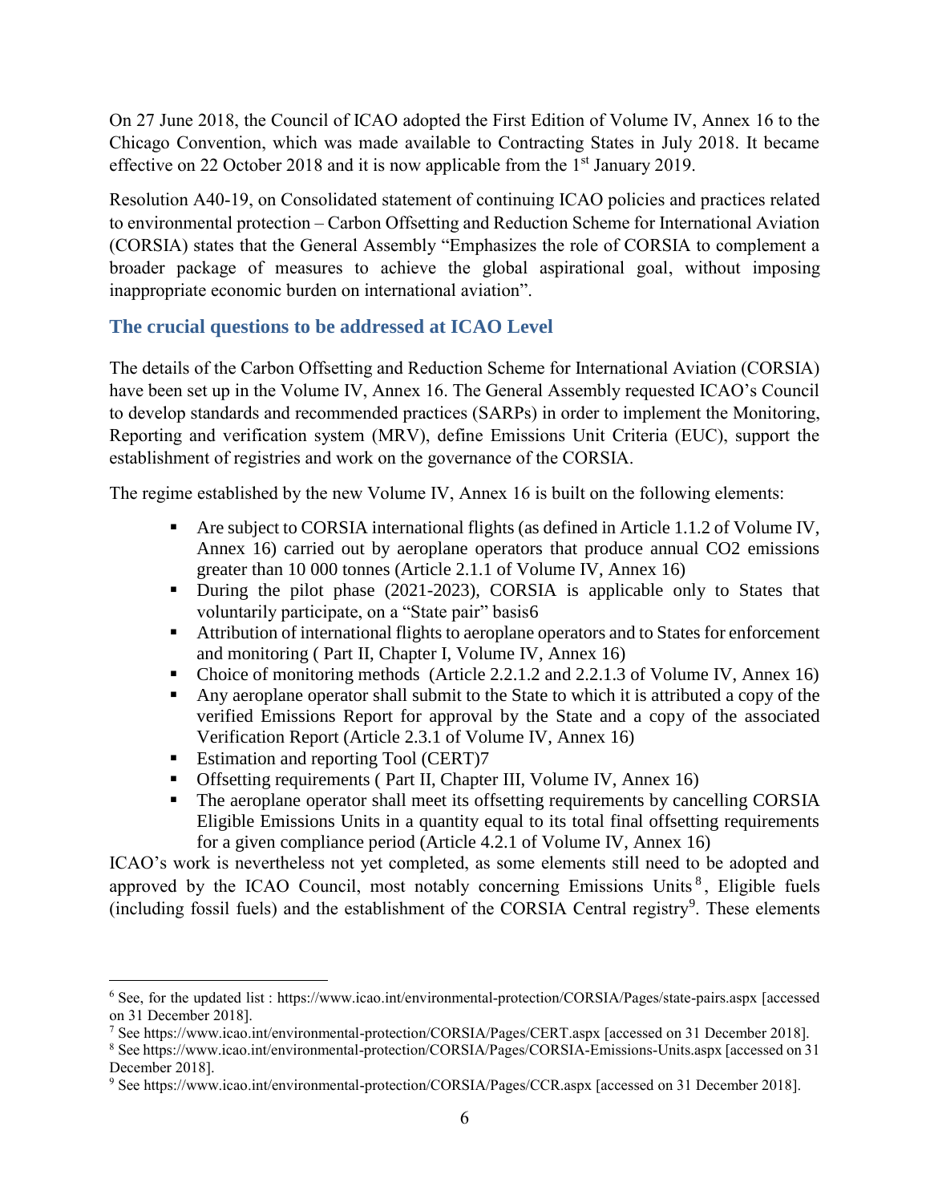On 27 June 2018, the Council of ICAO adopted the First Edition of Volume IV, Annex 16 to the Chicago Convention, which was made available to Contracting States in July 2018. It became effective on 22 October 2018 and it is now applicable from the 1st January 2019.

Resolution A40-19, on Consolidated statement of continuing ICAO policies and practices related to environmental protection – Carbon Offsetting and Reduction Scheme for International Aviation (CORSIA) states that the General Assembly "Emphasizes the role of CORSIA to complement a broader package of measures to achieve the global aspirational goal, without imposing inappropriate economic burden on international aviation".

## The crucial questions to be addressed at ICAO Level

The details of the Carbon Offsetting and Reduction Scheme for International Aviation (CORSIA) have been set up in the Volume IV, Annex 16. The General Assembly requested ICAO's Council to develop standards and recommended practices (SARPs) in order to implement the Monitoring, Reporting and verification system (MRV), define Emissions Unit Criteria (EUC), support the establishment of registries and work on the governance of the CORSIA.

The regime established by the new Volume IV, Annex 16 is built on the following elements:

- Are subject to CORSIA international flights (as defined in Article 1.1.2 of Volume IV, Annex 16) carried out by aeroplane operators that produce annual $CO_2$ emissions greater than 10 000 tonnes (Article 2.1.1 of Volume IV, Annex 16)
- During the pilot phase (2021-2023), CORSIA is applicable only to States that voluntarily participate, on a "State pair" basis[6]
- Attribution of international flights to aeroplane operators and to States for enforcement and monitoring ( Part II, Chapter I, Volume IV, Annex 16)
- Choice of monitoring methods (Article 2.2.1.2 and 2.2.1.3 of Volume IV, Annex 16)
- Any aeroplane operator shall submit to the State to which it is attributed a copy of the verified Emissions Report for approval by the State and a copy of the associated Verification Report (Article 2.3.1 of Volume IV, Annex 16)
- Estimation and reporting Tool (CERT)[7]
- Offsetting requirements ( Part II, Chapter III, Volume IV, Annex 16)
- The aeroplane operator shall meet its offsetting requirements by cancelling CORSIA Eligible Emissions Units in a quantity equal to its total final offsetting requirements for a given compliance period (Article 4.2.1 of Volume IV, Annex 16)

ICAO's work is nevertheless not yet completed, as some elements still need to be adopted and approved by the ICAO Council, most notably concerning Emissions Units[8], Eligible fuels (including fossil fuels) and the establishment of the CORSIA Central registry[9]. These elements

---

[6] See, for the updated list : https://www.icao.int/environmental-protection/CORSIA/Pages/state-pairs.aspx [accessed on 31 December 2018].

[7] See https://www.icao.int/environmental-protection/CORSIA/Pages/CERT.aspx [accessed on 31 December 2018].

[8] See https://www.icao.int/environmental-protection/CORSIA/Pages/CORSIA-Emissions-Units.aspx [accessed on 31 December 2018].

[9] See https://www.icao.int/environmental-protection/CORSIA/Pages/CCR.aspx [accessed on 31 December 2018].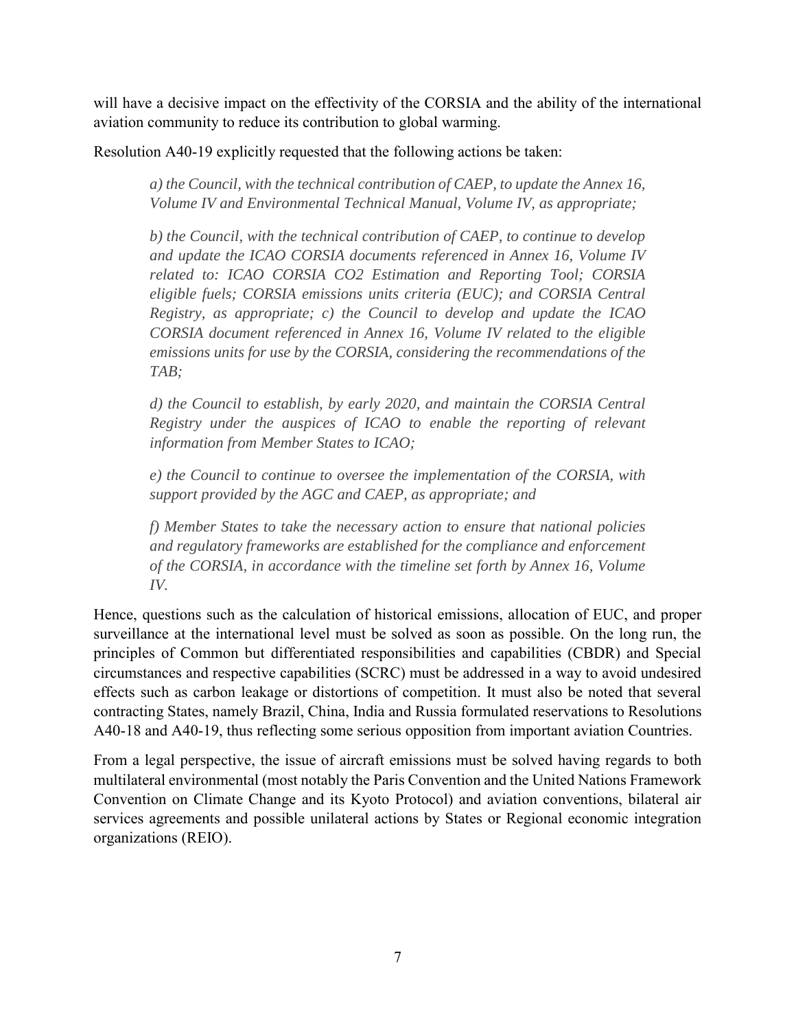will have a decisive impact on the effectivity of the CORSIA and the ability of the international aviation community to reduce its contribution to global warming.

Resolution A40-19 explicitly requested that the following actions be taken:

> *a) the Council, with the technical contribution of CAEP, to update the Annex 16, Volume IV and Environmental Technical Manual, Volume IV, as appropriate;*
>
> *b) the Council, with the technical contribution of CAEP, to continue to develop and update the ICAO CORSIA documents referenced in Annex 16, Volume IV related to: ICAO CORSIA CO2 Estimation and Reporting Tool; CORSIA eligible fuels; CORSIA emissions units criteria (EUC); and CORSIA Central Registry, as appropriate; c) the Council to develop and update the ICAO CORSIA document referenced in Annex 16, Volume IV related to the eligible emissions units for use by the CORSIA, considering the recommendations of the TAB;*
>
> *d) the Council to establish, by early 2020, and maintain the CORSIA Central Registry under the auspices of ICAO to enable the reporting of relevant information from Member States to ICAO;*
>
> *e) the Council to continue to oversee the implementation of the CORSIA, with support provided by the AGC and CAEP, as appropriate; and*
>
> *f) Member States to take the necessary action to ensure that national policies and regulatory frameworks are established for the compliance and enforcement of the CORSIA, in accordance with the timeline set forth by Annex 16, Volume IV.*

Hence, questions such as the calculation of historical emissions, allocation of EUC, and proper surveillance at the international level must be solved as soon as possible. On the long run, the principles of Common but differentiated responsibilities and capabilities (CBDR) and Special circumstances and respective capabilities (SCRC) must be addressed in a way to avoid undesired effects such as carbon leakage or distortions of competition. It must also be noted that several contracting States, namely Brazil, China, India and Russia formulated reservations to Resolutions A40-18 and A40-19, thus reflecting some serious opposition from important aviation Countries.

From a legal perspective, the issue of aircraft emissions must be solved having regards to both multilateral environmental (most notably the Paris Convention and the United Nations Framework Convention on Climate Change and its Kyoto Protocol) and aviation conventions, bilateral air services agreements and possible unilateral actions by States or Regional economic integration organizations (REIO).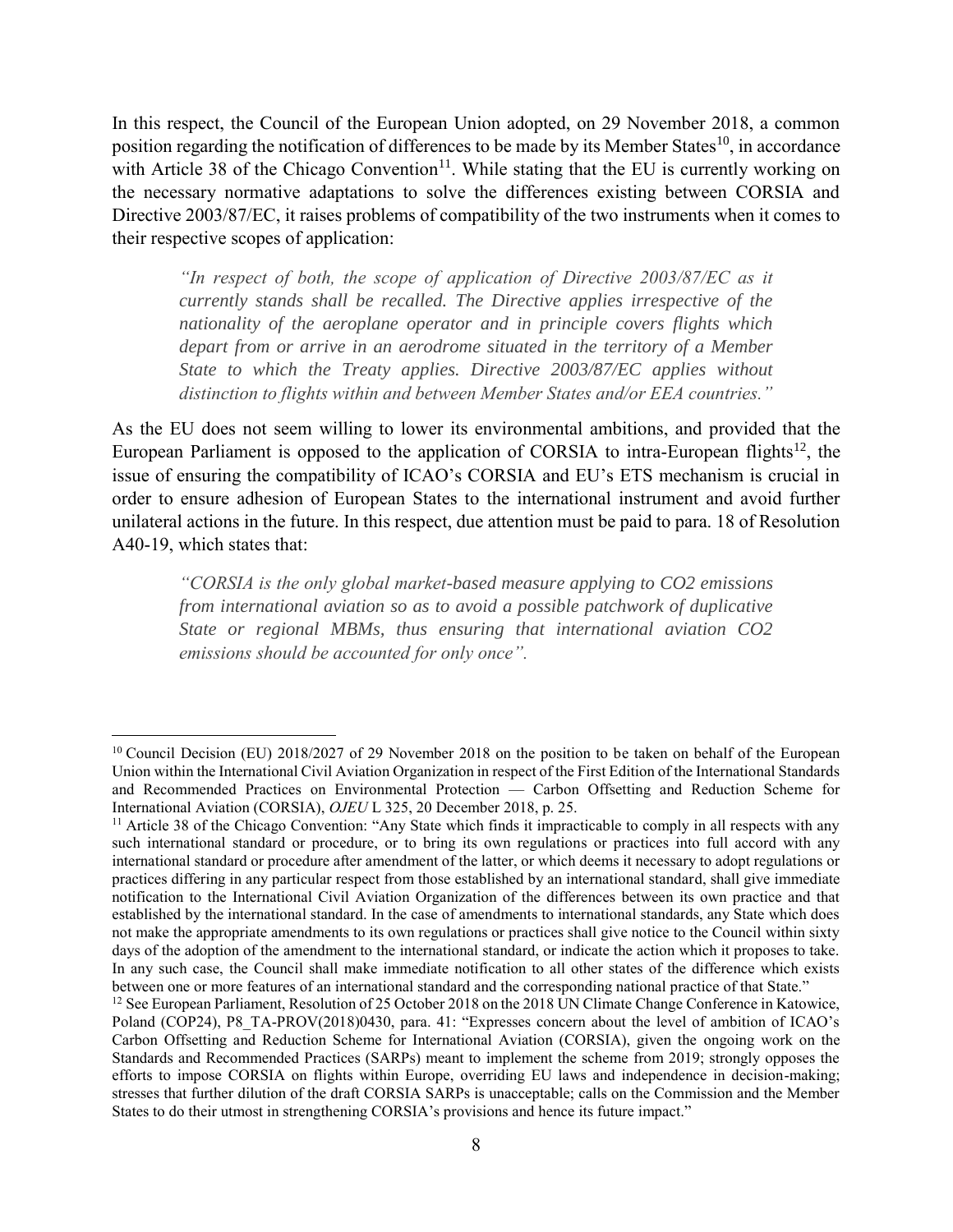In this respect, the Council of the European Union adopted, on 29 November 2018, a common position regarding the notification of differences to be made by its Member States[10], in accordance with Article 38 of the Chicago Convention[11]. While stating that the EU is currently working on the necessary normative adaptations to solve the differences existing between CORSIA and Directive 2003/87/EC, it raises problems of compatibility of the two instruments when it comes to their respective scopes of application:

> *"In respect of both, the scope of application of Directive 2003/87/EC as it currently stands shall be recalled. The Directive applies irrespective of the nationality of the aeroplane operator and in principle covers flights which depart from or arrive in an aerodrome situated in the territory of a Member State to which the Treaty applies. Directive 2003/87/EC applies without distinction to flights within and between Member States and/or EEA countries."*

As the EU does not seem willing to lower its environmental ambitions, and provided that the European Parliament is opposed to the application of CORSIA to intra-European flights[12], the issue of ensuring the compatibility of ICAO's CORSIA and EU's ETS mechanism is crucial in order to ensure adhesion of European States to the international instrument and avoid further unilateral actions in the future. In this respect, due attention must be paid to para. 18 of Resolution A40-19, which states that:

> *"CORSIA is the only global market-based measure applying to CO2 emissions from international aviation so as to avoid a possible patchwork of duplicative State or regional MBMs, thus ensuring that international aviation CO2 emissions should be accounted for only once".*

---

[10] Council Decision (EU) 2018/2027 of 29 November 2018 on the position to be taken on behalf of the European Union within the International Civil Aviation Organization in respect of the First Edition of the International Standards and Recommended Practices on Environmental Protection — Carbon Offsetting and Reduction Scheme for International Aviation (CORSIA), *OJEU* L 325, 20 December 2018, p. 25.

[11] Article 38 of the Chicago Convention: "Any State which finds it impracticable to comply in all respects with any such international standard or procedure, or to bring its own regulations or practices into full accord with any international standard or procedure after amendment of the latter, or which deems it necessary to adopt regulations or practices differing in any particular respect from those established by an international standard, shall give immediate notification to the International Civil Aviation Organization of the differences between its own practice and that established by the international standard. In the case of amendments to international standards, any State which does not make the appropriate amendments to its own regulations or practices shall give notice to the Council within sixty days of the adoption of the amendment to the international standard, or indicate the action which it proposes to take. In any such case, the Council shall make immediate notification to all other states of the difference which exists between one or more features of an international standard and the corresponding national practice of that State."

[12] See European Parliament, Resolution of 25 October 2018 on the 2018 UN Climate Change Conference in Katowice, Poland (COP24), P8_TA-PROV(2018)0430, para. 41: "Expresses concern about the level of ambition of ICAO's Carbon Offsetting and Reduction Scheme for International Aviation (CORSIA), given the ongoing work on the Standards and Recommended Practices (SARPs) meant to implement the scheme from 2019; strongly opposes the efforts to impose CORSIA on flights within Europe, overriding EU laws and independence in decision-making; stresses that further dilution of the draft CORSIA SARPs is unacceptable; calls on the Commission and the Member States to do their utmost in strengthening CORSIA's provisions and hence its future impact."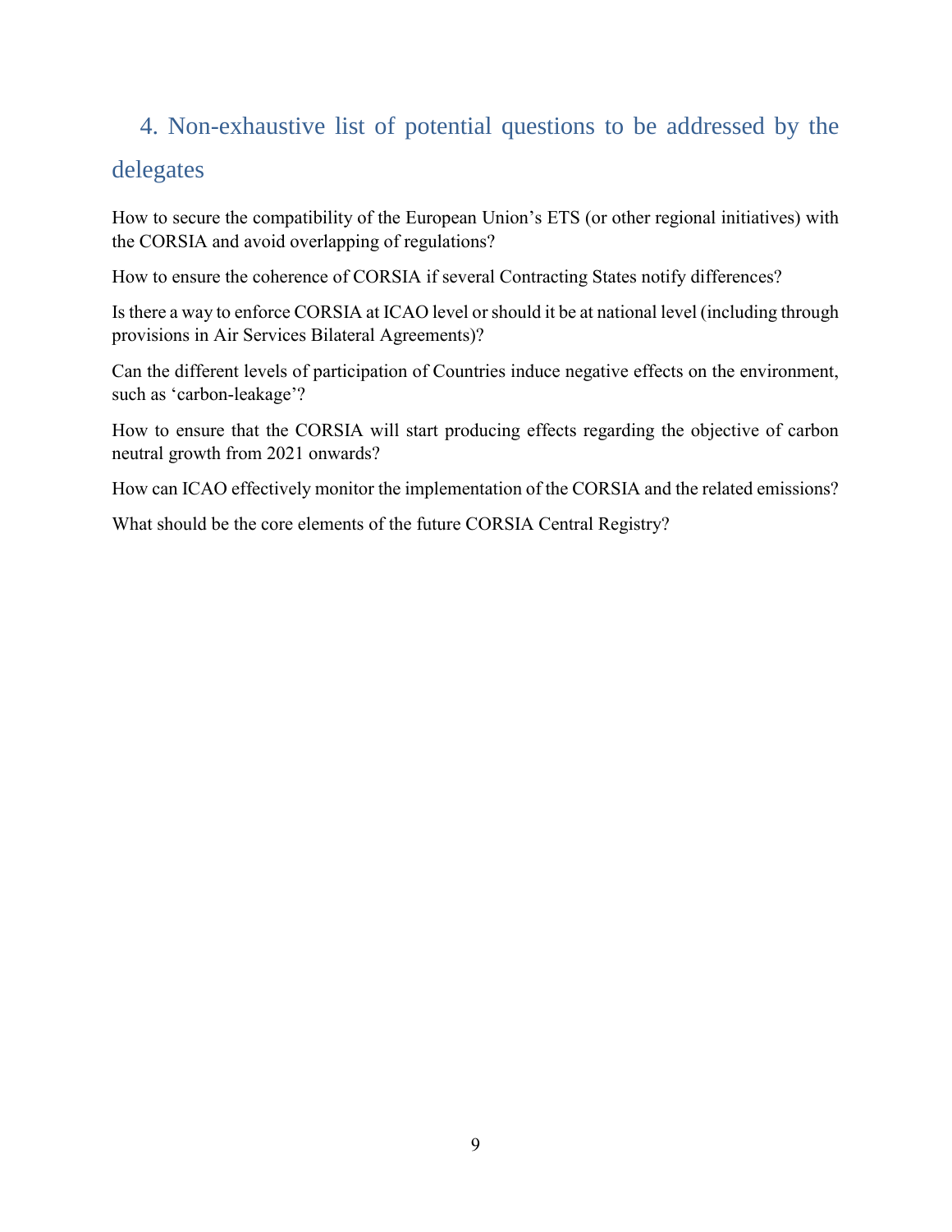## 4. Non-exhaustive list of potential questions to be addressed by the delegates

How to secure the compatibility of the European Union's ETS (or other regional initiatives) with the CORSIA and avoid overlapping of regulations?

How to ensure the coherence of CORSIA if several Contracting States notify differences?

Is there a way to enforce CORSIA at ICAO level or should it be at national level (including through provisions in Air Services Bilateral Agreements)?

Can the different levels of participation of Countries induce negative effects on the environment, such as 'carbon-leakage'?

How to ensure that the CORSIA will start producing effects regarding the objective of carbon neutral growth from 2021 onwards?

How can ICAO effectively monitor the implementation of the CORSIA and the related emissions?

What should be the core elements of the future CORSIA Central Registry?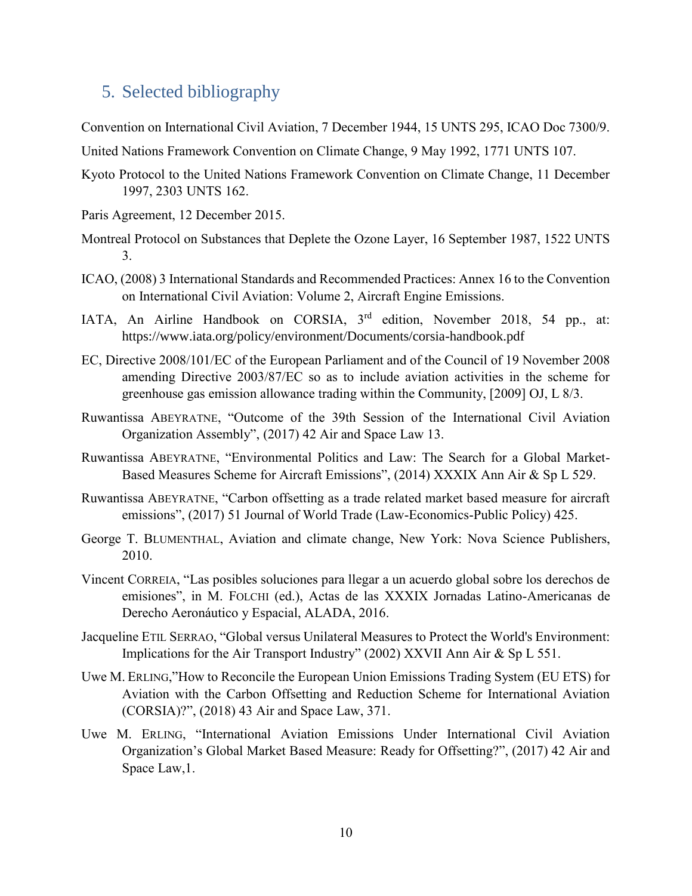## 5. Selected bibliography

Convention on International Civil Aviation, 7 December 1944, 15 UNTS 295, ICAO Doc 7300/9.

United Nations Framework Convention on Climate Change, 9 May 1992, 1771 UNTS 107.

Kyoto Protocol to the United Nations Framework Convention on Climate Change, 11 December 1997, 2303 UNTS 162.

Paris Agreement, 12 December 2015.

Montreal Protocol on Substances that Deplete the Ozone Layer, 16 September 1987, 1522 UNTS 3.

ICAO, (2008) 3 International Standards and Recommended Practices: Annex 16 to the Convention on International Civil Aviation: Volume 2, Aircraft Engine Emissions.

IATA, An Airline Handbook on CORSIA, 3rd edition, November 2018, 54 pp., at: https://www.iata.org/policy/environment/Documents/corsia-handbook.pdf

EC, Directive 2008/101/EC of the European Parliament and of the Council of 19 November 2008 amending Directive 2003/87/EC so as to include aviation activities in the scheme for greenhouse gas emission allowance trading within the Community, [2009] OJ, L 8/3.

Ruwantissa ABEYRATNE, "Outcome of the 39th Session of the International Civil Aviation Organization Assembly", (2017) 42 Air and Space Law 13.

Ruwantissa ABEYRATNE, "Environmental Politics and Law: The Search for a Global Market-Based Measures Scheme for Aircraft Emissions", (2014) XXXIX Ann Air & Sp L 529.

Ruwantissa ABEYRATNE, "Carbon offsetting as a trade related market based measure for aircraft emissions", (2017) 51 Journal of World Trade (Law-Economics-Public Policy) 425.

George T. BLUMENTHAL, Aviation and climate change, New York: Nova Science Publishers, 2010.

Vincent CORREIA, "Las posibles soluciones para llegar a un acuerdo global sobre los derechos de emisiones", in M. FOLCHI (ed.), Actas de las XXXIX Jornadas Latino-Americanas de Derecho Aeronáutico y Espacial, ALADA, 2016.

Jacqueline ETIL SERRAO, "Global versus Unilateral Measures to Protect the World's Environment: Implications for the Air Transport Industry" (2002) XXVII Ann Air & Sp L 551.

Uwe M. ERLING,"How to Reconcile the European Union Emissions Trading System (EU ETS) for Aviation with the Carbon Offsetting and Reduction Scheme for International Aviation (CORSIA)?", (2018) 43 Air and Space Law, 371.

Uwe M. ERLING, "International Aviation Emissions Under International Civil Aviation Organization's Global Market Based Measure: Ready for Offsetting?", (2017) 42 Air and Space Law,1.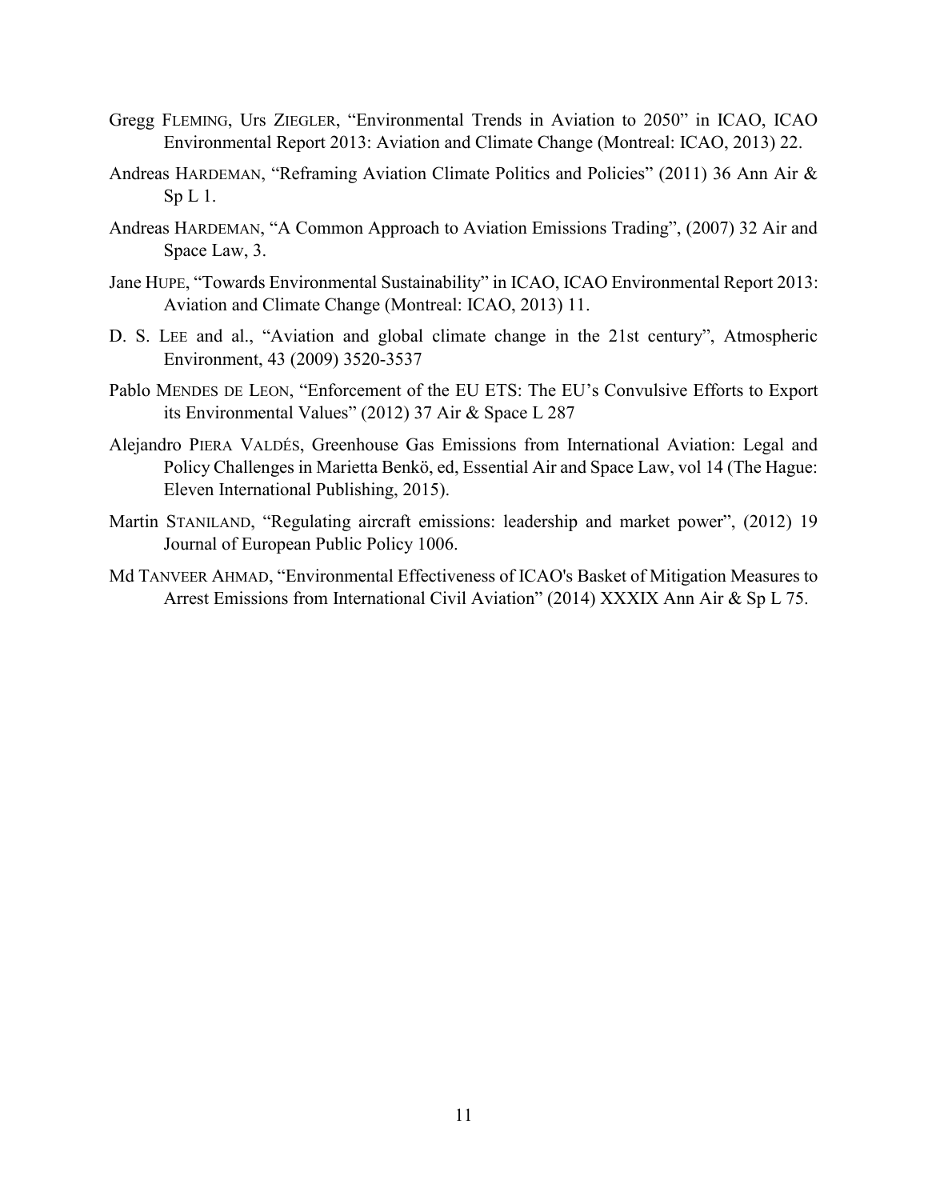Gregg FLEMING, Urs ZIEGLER, "Environmental Trends in Aviation to 2050" in ICAO, ICAO Environmental Report 2013: Aviation and Climate Change (Montreal: ICAO, 2013) 22.

Andreas HARDEMAN, "Reframing Aviation Climate Politics and Policies" (2011) 36 Ann Air & Sp L 1.

Andreas HARDEMAN, "A Common Approach to Aviation Emissions Trading", (2007) 32 Air and Space Law, 3.

Jane HUPE, "Towards Environmental Sustainability" in ICAO, ICAO Environmental Report 2013: Aviation and Climate Change (Montreal: ICAO, 2013) 11.

D. S. LEE and al., "Aviation and global climate change in the 21st century", Atmospheric Environment, 43 (2009) 3520-3537

Pablo MENDES DE LEON, "Enforcement of the EU ETS: The EU's Convulsive Efforts to Export its Environmental Values" (2012) 37 Air & Space L 287

Alejandro PIERA VALDÉS, Greenhouse Gas Emissions from International Aviation: Legal and Policy Challenges in Marietta Benkö, ed, Essential Air and Space Law, vol 14 (The Hague: Eleven International Publishing, 2015).

Martin STANILAND, "Regulating aircraft emissions: leadership and market power", (2012) 19 Journal of European Public Policy 1006.

Md TANVEER AHMAD, "Environmental Effectiveness of ICAO's Basket of Mitigation Measures to Arrest Emissions from International Civil Aviation" (2014) XXXIX Ann Air & Sp L 75.